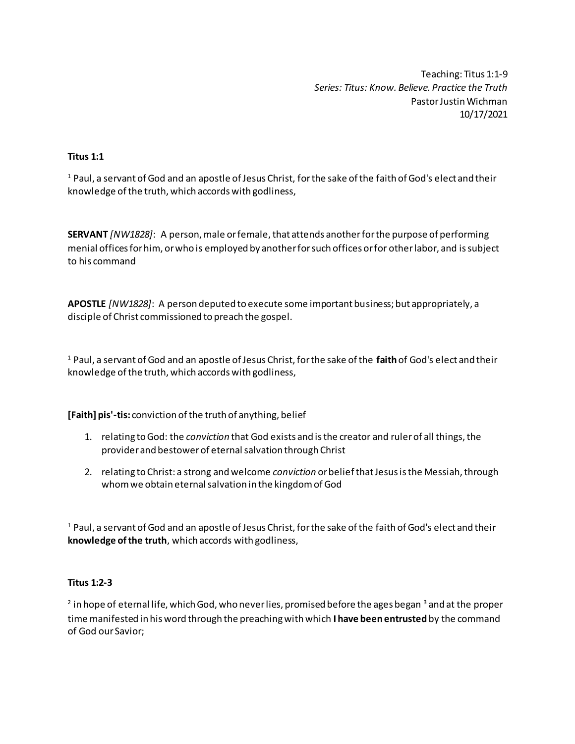Teaching: Titus 1:1-9
*Series: Titus: Know. Believe. Practice the Truth*
Pastor Justin Wichman
10/17/2021

**Titus 1:1**

[1] Paul, a servant of God and an apostle of Jesus Christ, for the sake of the faith of God's elect and their knowledge of the truth, which accords with godliness,

**SERVANT** *[NW1828]*: A person, male or female, that attends another for the purpose of performing menial offices for him, or who is employed by another for such offices or for other labor, and is subject to his command

**APOSTLE** *[NW1828]*: A person deputed to execute some important business; but appropriately, a disciple of Christ commissioned to preach the gospel.

[1] Paul, a servant of God and an apostle of Jesus Christ, for the sake of the **faith** of God's elect and their knowledge of the truth, which accords with godliness,

**[Faith] pis'-tis:** conviction of the truth of anything, belief

1. relating to God: the *conviction* that God exists and is the creator and ruler of all things, the provider and bestower of eternal salvation through Christ
2. relating to Christ: a strong and welcome *conviction* or belief that Jesus is the Messiah, through whom we obtain eternal salvation in the kingdom of God

[1] Paul, a servant of God and an apostle of Jesus Christ, for the sake of the faith of God's elect and their **knowledge of the truth**, which accords with godliness,

**Titus 1:2-3**

[2] in hope of eternal life, which God, who never lies, promised before the ages began [3] and at the proper time manifested in his word through the preaching with which **I have been entrusted** by the command of God our Savior;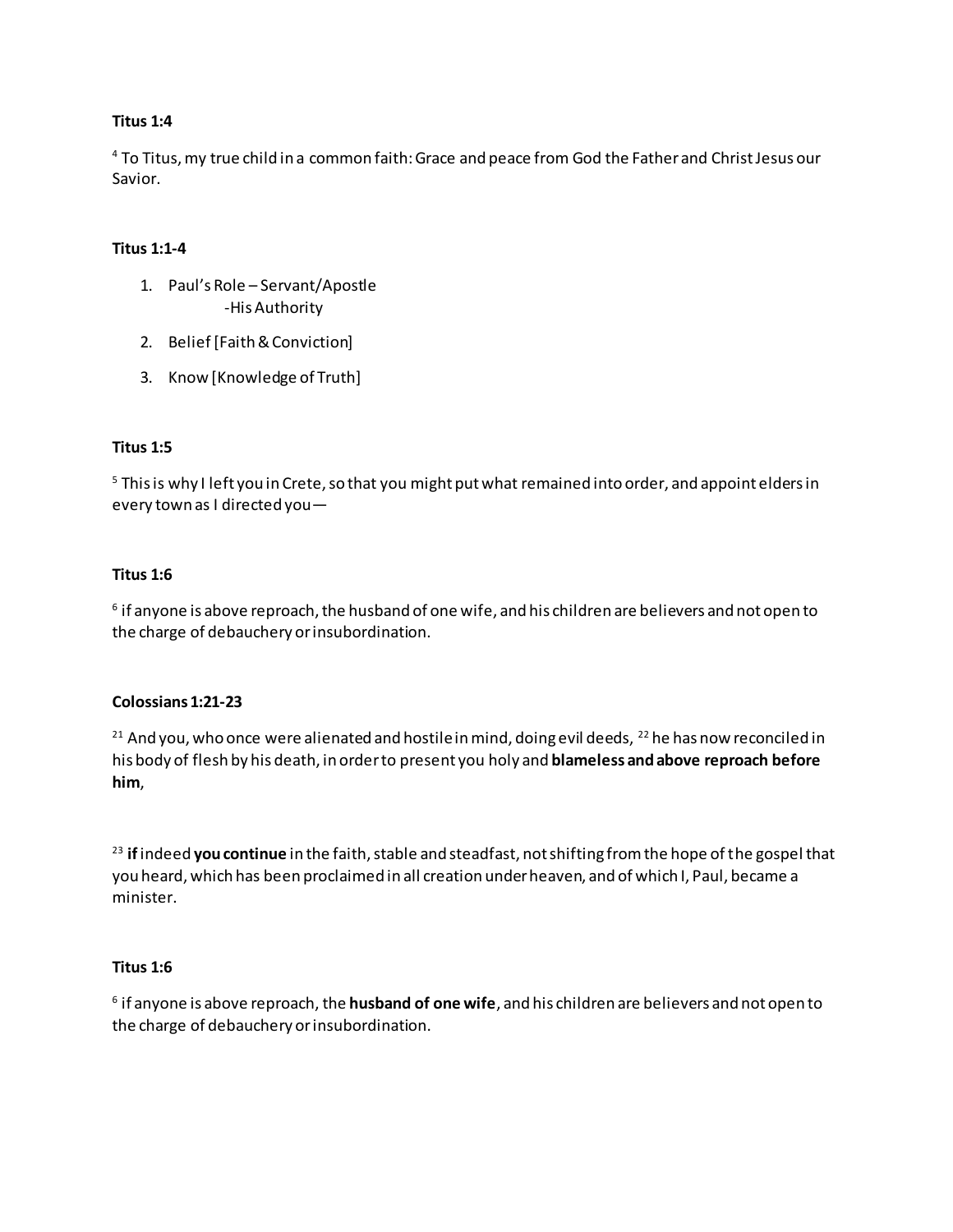**Titus 1:4**

[4] To Titus, my true child in a common faith: Grace and peace from God the Father and Christ Jesus our Savior.

**Titus 1:1-4**

1. Paul's Role – Servant/Apostle
   -His Authority
2. Belief [Faith & Conviction]
3. Know [Knowledge of Truth]

**Titus 1:5**

[5] This is why I left you in Crete, so that you might put what remained into order, and appoint elders in every town as I directed you—

**Titus 1:6**

[6] if anyone is above reproach, the husband of one wife, and his children are believers and not open to the charge of debauchery or insubordination.

**Colossians 1:21-23**

[21] And you, who once were alienated and hostile in mind, doing evil deeds, [22] he has now reconciled in his body of flesh by his death, in order to present you holy and **blameless and above reproach before him**,

[23] **if** indeed **you continue** in the faith, stable and steadfast, not shifting from the hope of the gospel that you heard, which has been proclaimed in all creation under heaven, and of which I, Paul, became a minister.

**Titus 1:6**

[6] if anyone is above reproach, the **husband of one wife**, and his children are believers and not open to the charge of debauchery or insubordination.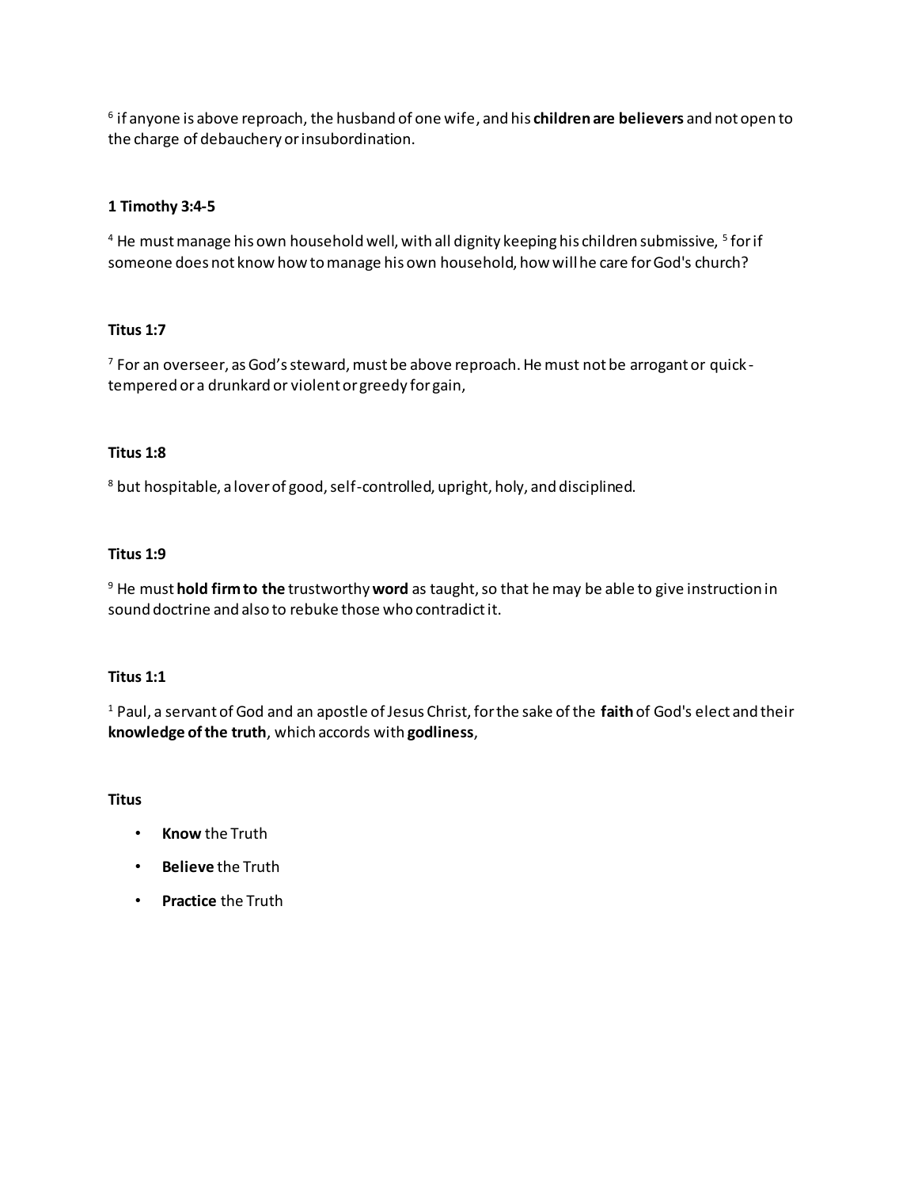[6] if anyone is above reproach, the husband of one wife, and his **children are believers** and not open to the charge of debauchery or insubordination.

**1 Timothy 3:4-5**

[4] He must manage his own household well, with all dignity keeping his children submissive, [5] for if someone does not know how to manage his own household, how will he care for God's church?

**Titus 1:7**

[7] For an overseer, as God's steward, must be above reproach. He must not be arrogant or quick-tempered or a drunkard or violent or greedy for gain,

**Titus 1:8**

[8] but hospitable, a lover of good, self-controlled, upright, holy, and disciplined.

**Titus 1:9**

[9] He must **hold firm to the** trustworthy **word** as taught, so that he may be able to give instruction in sound doctrine and also to rebuke those who contradict it.

**Titus 1:1**

[1] Paul, a servant of God and an apostle of Jesus Christ, for the sake of the **faith** of God's elect and their **knowledge of the truth**, which accords with **godliness**,

**Titus**

- **Know** the Truth
- **Believe** the Truth
- **Practice** the Truth